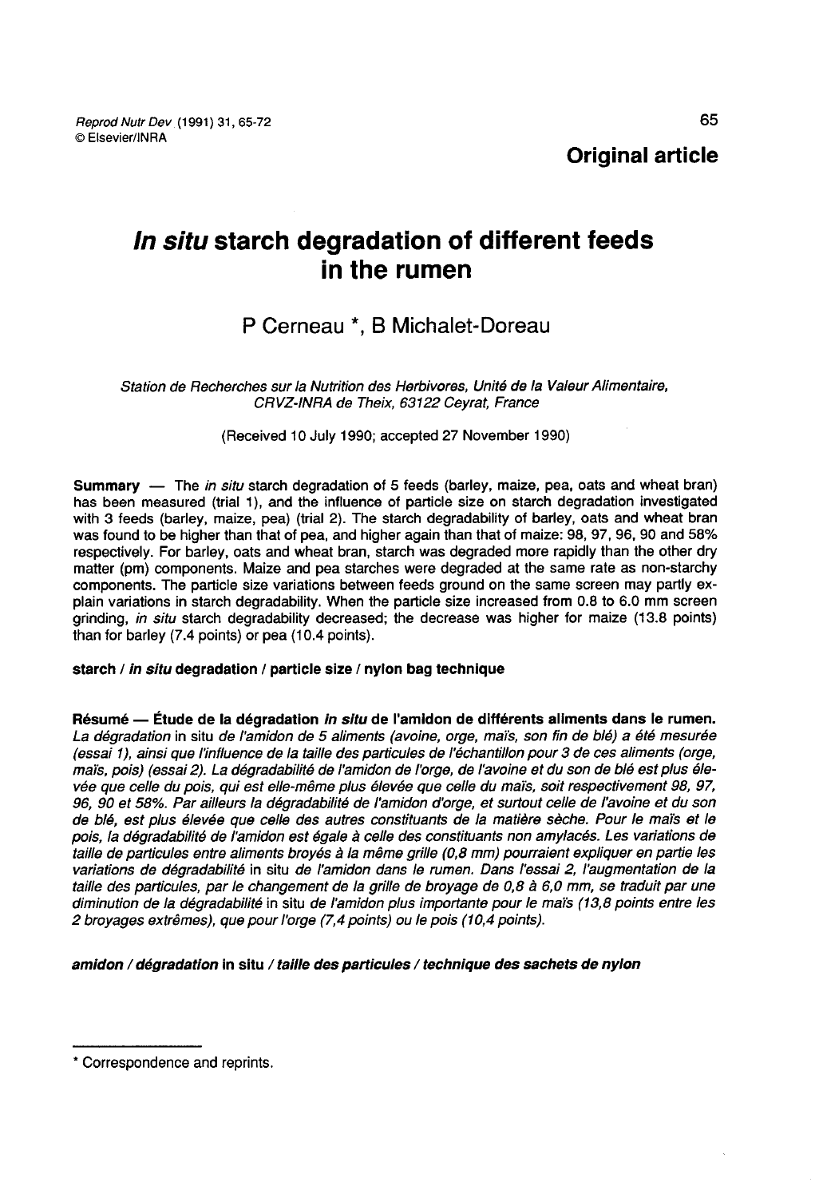**Original article**

# *In situ* starch degradation of different feeds in the rumen

P Cerneau *, B Michalet-Doreau

*Station de Recherches sur la Nutrition des Herbivores, Unité de la Valeur Alimentaire, CRVZ-INRA de Theix, 63122 Ceyrat, France*

(Received 10 July 1990; accepted 27 November 1990)

**Summary** — The *in situ* starch degradation of 5 feeds (barley, maize, pea, oats and wheat bran) has been measured (trial 1), and the influence of particle size on starch degradation investigated with 3 feeds (barley, maize, pea) (trial 2). The starch degradability of barley, oats and wheat bran was found to be higher than that of pea, and higher again than that of maize: 98, 97, 96, 90 and 58% respectively. For barley, oats and wheat bran, starch was degraded more rapidly than the other dry matter (pm) components. Maize and pea starches were degraded at the same rate as non-starchy components. The particle size variations between feeds ground on the same screen may partly explain variations in starch degradability. When the particle size increased from 0.8 to 6.0 mm screen grinding, *in situ* starch degradability decreased; the decrease was higher for maize (13.8 points) than for barley (7.4 points) or pea (10.4 points).

**starch / *in situ* degradation / particle size / nylon bag technique**

**Résumé — Étude de la dégradation *in situ* de l'amidon de différents aliments dans le rumen.** *La dégradation* in situ *de l'amidon de 5 aliments (avoine, orge, maïs, son fin de blé) a été mesurée (essai 1), ainsi que l'influence de la taille des particules de l'échantillon pour 3 de ces aliments (orge, maïs, pois) (essai 2). La dégradabilité de l'amidon de l'orge, de l'avoine et du son de blé est plus élevée que celle du pois, qui est elle-même plus élevée que celle du maïs, soit respectivement 98, 97, 96, 90 et 58%. Par ailleurs la dégradabilité de l'amidon d'orge, et surtout celle de l'avoine et du son de blé, est plus élevée que celle des autres constituants de la matière sèche. Pour le maïs et le pois, la dégradabilité de l'amidon est égale à celle des constituants non amylacés. Les variations de taille de particules entre aliments broyés à la même grille (0,8 mm) pourraient expliquer en partie les variations de dégradabilité* in situ *de l'amidon dans le rumen. Dans l'essai 2, l'augmentation de la taille des particules, par le changement de la grille de broyage de 0,8 à 6,0 mm, se traduit par une diminution de la dégradabilité* in situ *de l'amidon plus importante pour le maïs (13,8 points entre les 2 broyages extrêmes), que pour l'orge (7,4 points) ou le pois (10,4 points).*

***amidon / dégradation* in situ *| taille des particules / technique des sachets de nylon***

---

\* Correspondence and reprints.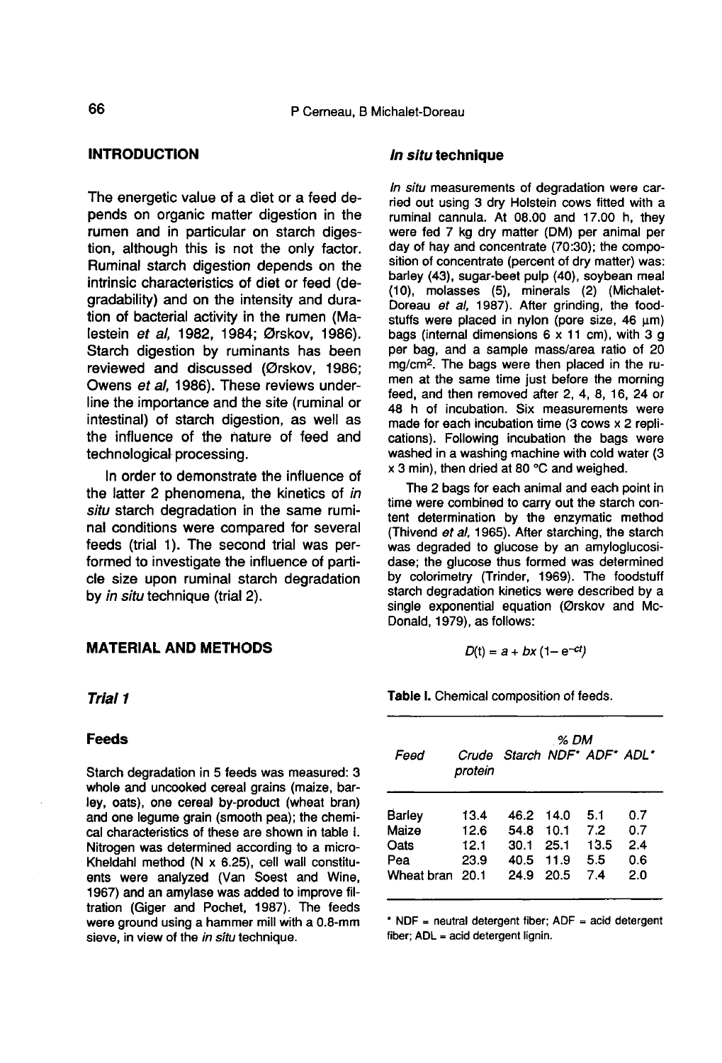## INTRODUCTION

The energetic value of a diet or a feed depends on organic matter digestion in the rumen and in particular on starch digestion, although this is not the only factor. Ruminal starch digestion depends on the intrinsic characteristics of diet or feed (degradability) and on the intensity and duration of bacterial activity in the rumen (Malestein *et al*, 1982, 1984; Ørskov, 1986). Starch digestion by ruminants has been reviewed and discussed (Ørskov, 1986; Owens *et al*, 1986). These reviews underline the importance and the site (ruminal or intestinal) of starch digestion, as well as the influence of the nature of feed and technological processing.

In order to demonstrate the influence of the latter 2 phenomena, the kinetics of *in situ* starch degradation in the same ruminal conditions were compared for several feeds (trial 1). The second trial was performed to investigate the influence of particle size upon ruminal starch degradation by *in situ* technique (trial 2).

## MATERIAL AND METHODS

### *Trial 1*

#### Feeds

Starch degradation in 5 feeds was measured: 3 whole and uncooked cereal grains (maize, barley, oats), one cereal by-product (wheat bran) and one legume grain (smooth pea); the chemical characteristics of these are shown in table I. Nitrogen was determined according to a micro-Kheldahl method (N x 6.25), cell wall constituents were analyzed (Van Soest and Wine, 1967) and an amylase was added to improve filtration (Giger and Pochet, 1987). The feeds were ground using a hammer mill with a 0.8-mm sieve, in view of the *in situ* technique.

#### *In situ* technique

*In situ* measurements of degradation were carried out using 3 dry Holstein cows fitted with a ruminal cannula. At 08.00 and 17.00 h, they were fed 7 kg dry matter (DM) per animal per day of hay and concentrate (70:30); the composition of concentrate (percent of dry matter) was: barley (43), sugar-beet pulp (40), soybean meal (10), molasses (5), minerals (2) (Michalet-Doreau *et al*, 1987). After grinding, the foodstuffs were placed in nylon (pore size, 46 µm) bags (internal dimensions 6 x 11 cm), with 3 g per bag, and a sample mass/area ratio of 20 mg/cm$^2$. The bags were then placed in the rumen at the same time just before the morning feed, and then removed after 2, 4, 8, 16, 24 or 48 h of incubation. Six measurements were made for each incubation time (3 cows x 2 replications). Following incubation the bags were washed in a washing machine with cold water (3 x 3 min), then dried at 80 °C and weighed.

The 2 bags for each animal and each point in time were combined to carry out the starch content determination by the enzymatic method (Thivend *et al*, 1965). After starching, the starch was degraded to glucose by an amyloglucosidase; the glucose thus formed was determined by colorimetry (Trinder, 1969). The foodstuff starch degradation kinetics were described by a single exponential equation (Ørskov and McDonald, 1979), as follows:

$$D(t) = a + bx\,(1 - e^{-ct})$$

**Table I.** Chemical composition of feeds.

| Feed | % DM | | | | |
|---|---|---|---|---|---|
| | Crude protein | Starch | NDF* | ADF* | ADL* |
| Barley | 13.4 | 46.2 | 14.0 | 5.1 | 0.7 |
| Maize | 12.6 | 54.8 | 10.1 | 7.2 | 0.7 |
| Oats | 12.1 | 30.1 | 25.1 | 13.5 | 2.4 |
| Pea | 23.9 | 40.5 | 11.9 | 5.5 | 0.6 |
| Wheat bran | 20.1 | 24.9 | 20.5 | 7.4 | 2.0 |

* NDF = neutral detergent fiber; ADF = acid detergent fiber; ADL = acid detergent lignin.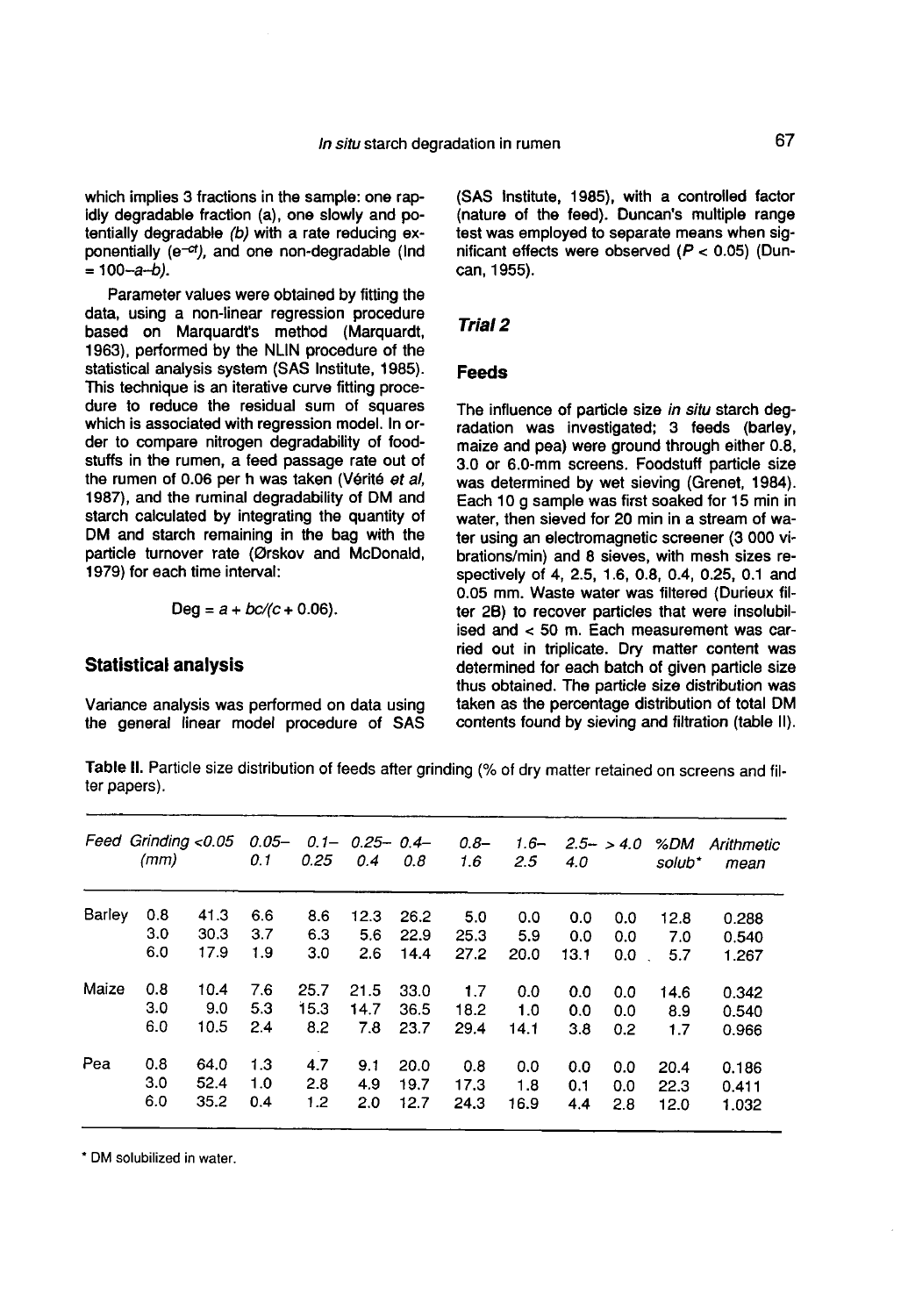which implies 3 fractions in the sample: one rapidly degradable fraction (a), one slowly and potentially degradable *(b)* with a rate reducing exponentially ($e^{-ct}$), and one non-degradable (Ind = 100–*a*–*b*).

Parameter values were obtained by fitting the data, using a non-linear regression procedure based on Marquardt's method (Marquardt, 1963), performed by the NLIN procedure of the statistical analysis system (SAS Institute, 1985). This technique is an iterative curve fitting procedure to reduce the residual sum of squares which is associated with regression model. In order to compare nitrogen degradability of foodstuffs in the rumen, a feed passage rate out of the rumen of 0.06 per h was taken (Vérité *et al*, 1987), and the ruminal degradability of DM and starch calculated by integrating the quantity of DM and starch remaining in the bag with the particle turnover rate (Ørskov and McDonald, 1979) for each time interval:

$$\text{Deg} = a + bc/(c + 0.06).$$

## Statistical analysis

Variance analysis was performed on data using the general linear model procedure of SAS (SAS Institute, 1985), with a controlled factor (nature of the feed). Duncan's multiple range test was employed to separate means when significant effects were observed ($P < 0.05$) (Duncan, 1955).

## *Trial 2*

## Feeds

The influence of particle size *in situ* starch degradation was investigated; 3 feeds (barley, maize and pea) were ground through either 0.8, 3.0 or 6.0-mm screens. Foodstuff particle size was determined by wet sieving (Grenet, 1984). Each 10 g sample was first soaked for 15 min in water, then sieved for 20 min in a stream of water using an electromagnetic screener (3 000 vibrations/min) and 8 sieves, with mesh sizes respectively of 4, 2.5, 1.6, 0.8, 0.4, 0.25, 0.1 and 0.05 mm. Waste water was filtered (Durieux filter 2B) to recover particles that were insolubilised and < 50 m. Each measurement was carried out in triplicate. Dry matter content was determined for each batch of given particle size thus obtained. The particle size distribution was taken as the percentage distribution of total DM contents found by sieving and filtration (table II).

**Table II.** Particle size distribution of feeds after grinding (% of dry matter retained on screens and filter papers).

| *Feed* | *Grinding (mm)* | *<0.05* | *0.05–0.1* | *0.1–0.25* | *0.25–0.4* | *0.4–0.8* | *0.8–1.6* | *1.6–2.5* | *2.5–4.0* | *> 4.0* | *%DM solub\** | *Arithmetic mean* |
|---|---|---|---|---|---|---|---|---|---|---|---|---|
| Barley | 0.8 | 41.3 | 6.6 | 8.6 | 12.3 | 26.2 | 5.0 | 0.0 | 0.0 | 0.0 | 12.8 | 0.288 |
| | 3.0 | 30.3 | 3.7 | 6.3 | 5.6 | 22.9 | 25.3 | 5.9 | 0.0 | 0.0 | 7.0 | 0.540 |
| | 6.0 | 17.9 | 1.9 | 3.0 | 2.6 | 14.4 | 27.2 | 20.0 | 13.1 | 0.0 | 5.7 | 1.267 |
| Maize | 0.8 | 10.4 | 7.6 | 25.7 | 21.5 | 33.0 | 1.7 | 0.0 | 0.0 | 0.0 | 14.6 | 0.342 |
| | 3.0 | 9.0 | 5.3 | 15.3 | 14.7 | 36.5 | 18.2 | 1.0 | 0.0 | 0.0 | 8.9 | 0.540 |
| | 6.0 | 10.5 | 2.4 | 8.2 | 7.8 | 23.7 | 29.4 | 14.1 | 3.8 | 0.2 | 1.7 | 0.966 |
| Pea | 0.8 | 64.0 | 1.3 | 4.7 | 9.1 | 20.0 | 0.8 | 0.0 | 0.0 | 0.0 | 20.4 | 0.186 |
| | 3.0 | 52.4 | 1.0 | 2.8 | 4.9 | 19.7 | 17.3 | 1.8 | 0.1 | 0.0 | 22.3 | 0.411 |
| | 6.0 | 35.2 | 0.4 | 1.2 | 2.0 | 12.7 | 24.3 | 16.9 | 4.4 | 2.8 | 12.0 | 1.032 |

\* DM solubilized in water.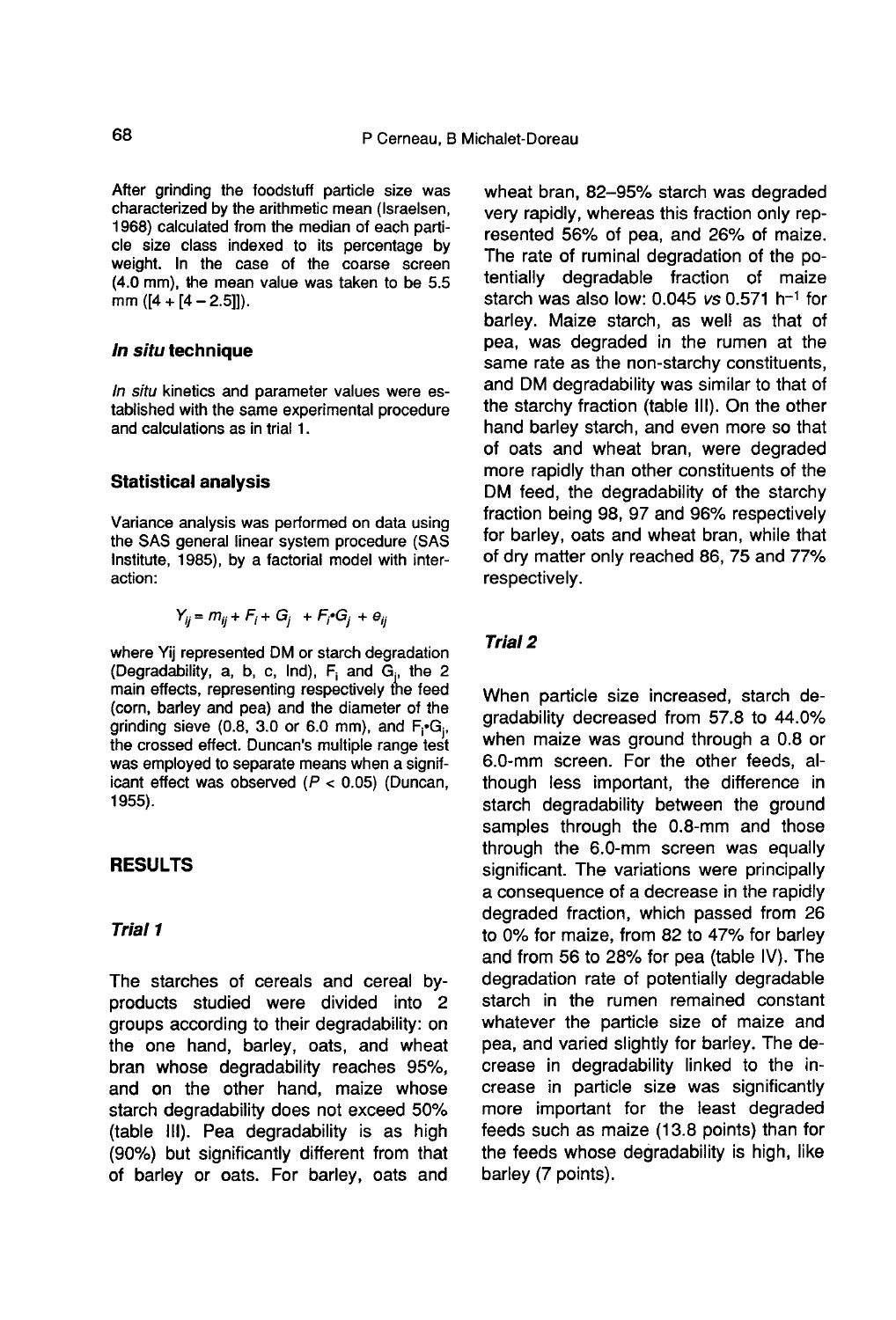After grinding the foodstuff particle size was characterized by the arithmetic mean (Israelsen, 1968) calculated from the median of each particle size class indexed to its percentage by weight. In the case of the coarse screen (4.0 mm), the mean value was taken to be 5.5 mm ([4 + [4 – 2.5]]).

### *In situ* technique

*In situ* kinetics and parameter values were established with the same experimental procedure and calculations as in trial 1.

### Statistical analysis

Variance analysis was performed on data using the SAS general linear system procedure (SAS Institute, 1985), by a factorial model with interaction:

$$Y_{ij} = m_{ij} + F_i + G_j + F_i{\bullet}G_j + e_{ij}$$

where Yij represented DM or starch degradation (Degradability, a, b, c, Ind), $F_i$ and $G_j$, the 2 main effects, representing respectively the feed (corn, barley and pea) and the diameter of the grinding sieve (0.8, 3.0 or 6.0 mm), and $F_i{\bullet}G_j$, the crossed effect. Duncan's multiple range test was employed to separate means when a significant effect was observed ($P < 0.05$) (Duncan, 1955).

## RESULTS

### *Trial 1*

The starches of cereals and cereal by-products studied were divided into 2 groups according to their degradability: on the one hand, barley, oats, and wheat bran whose degradability reaches 95%, and on the other hand, maize whose starch degradability does not exceed 50% (table III). Pea degradability is as high (90%) but significantly different from that of barley or oats. For barley, oats and wheat bran, 82–95% starch was degraded very rapidly, whereas this fraction only represented 56% of pea, and 26% of maize. The rate of ruminal degradation of the potentially degradable fraction of maize starch was also low: 0.045 *vs* 0.571 $h^{-1}$ for barley. Maize starch, as well as that of pea, was degraded in the rumen at the same rate as the non-starchy constituents, and DM degradability was similar to that of the starchy fraction (table III). On the other hand barley starch, and even more so that of oats and wheat bran, were degraded more rapidly than other constituents of the DM feed, the degradability of the starchy fraction being 98, 97 and 96% respectively for barley, oats and wheat bran, while that of dry matter only reached 86, 75 and 77% respectively.

### *Trial 2*

When particle size increased, starch degradability decreased from 57.8 to 44.0% when maize was ground through a 0.8 or 6.0-mm screen. For the other feeds, although less important, the difference in starch degradability between the ground samples through the 0.8-mm and those through the 6.0-mm screen was equally significant. The variations were principally a consequence of a decrease in the rapidly degraded fraction, which passed from 26 to 0% for maize, from 82 to 47% for barley and from 56 to 28% for pea (table IV). The degradation rate of potentially degradable starch in the rumen remained constant whatever the particle size of maize and pea, and varied slightly for barley. The decrease in degradability linked to the increase in particle size was significantly more important for the least degraded feeds such as maize (13.8 points) than for the feeds whose degradability is high, like barley (7 points).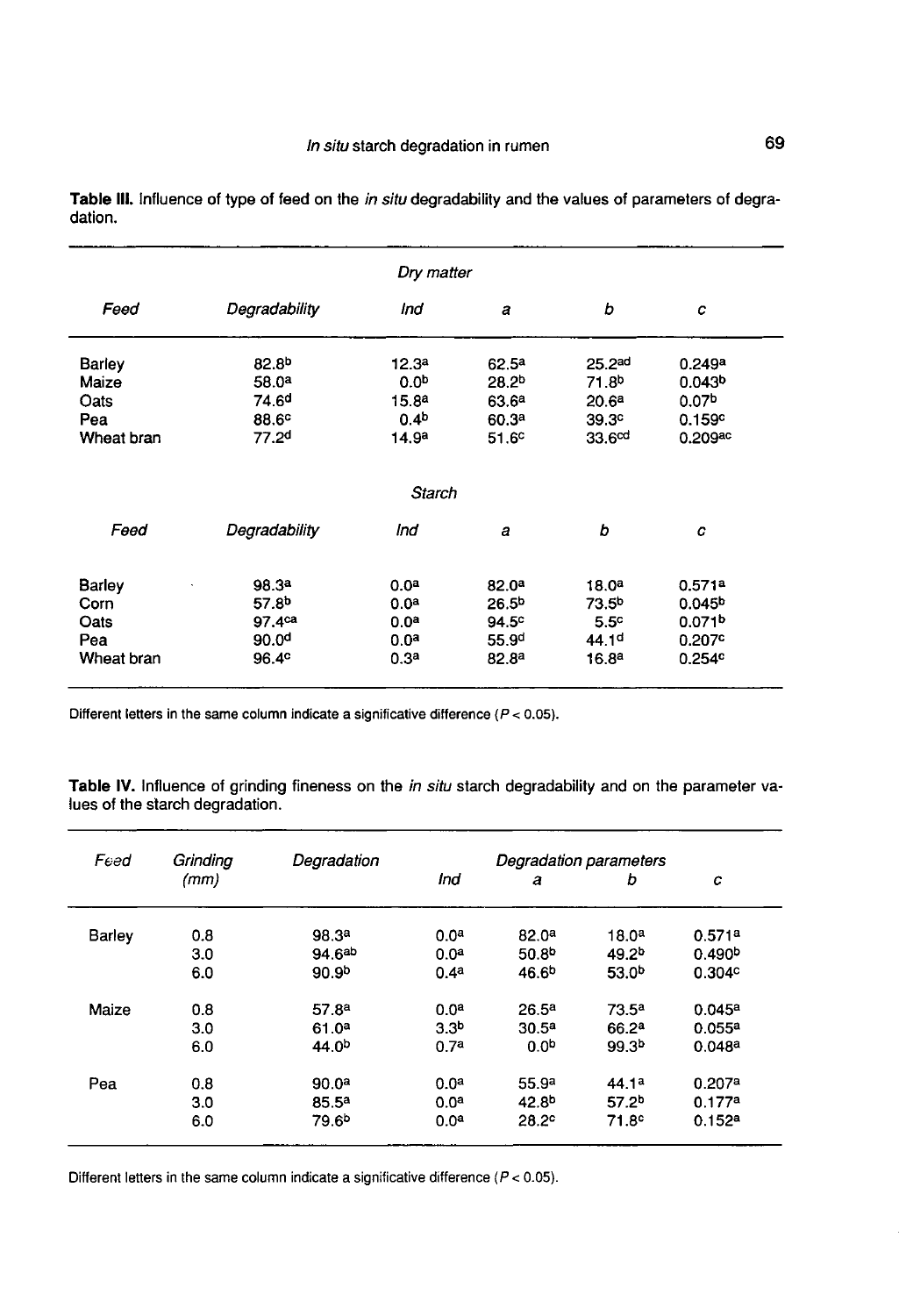**Table III.** Influence of type of feed on the *in situ* degradability and the values of parameters of degradation.

| | | *Dry matter* | | | |
|---|---|---|---|---|---|
| *Feed* | *Degradability* | *Ind* | *a* | *b* | *c* |
| Barley | 82.8$^{b}$ | 12.3$^{a}$ | 62.5$^{a}$ | 25.2$^{ad}$ | 0.249$^{a}$ |
| Maize | 58.0$^{a}$ | 0.0$^{b}$ | 28.2$^{b}$ | 71.8$^{b}$ | 0.043$^{b}$ |
| Oats | 74.6$^{d}$ | 15.8$^{a}$ | 63.6$^{a}$ | 20.6$^{a}$ | 0.07$^{b}$ |
| Pea | 88.6$^{c}$ | 0.4$^{b}$ | 60.3$^{a}$ | 39.3$^{c}$ | 0.159$^{c}$ |
| Wheat bran | 77.2$^{d}$ | 14.9$^{a}$ | 51.6$^{c}$ | 33.6$^{cd}$ | 0.209$^{ac}$ |
| | | *Starch* | | | |
| *Feed* | *Degradability* | *Ind* | *a* | *b* | *c* |
| Barley | 98.3$^{a}$ | 0.0$^{a}$ | 82.0$^{a}$ | 18.0$^{a}$ | 0.571$^{a}$ |
| Corn | 57.8$^{b}$ | 0.0$^{a}$ | 26.5$^{b}$ | 73.5$^{b}$ | 0.045$^{b}$ |
| Oats | 97.4$^{ca}$ | 0.0$^{a}$ | 94.5$^{c}$ | 5.5$^{c}$ | 0.071$^{b}$ |
| Pea | 90.0$^{d}$ | 0.0$^{a}$ | 55.9$^{d}$ | 44.1$^{d}$ | 0.207$^{c}$ |
| Wheat bran | 96.4$^{c}$ | 0.3$^{a}$ | 82.8$^{a}$ | 16.8$^{a}$ | 0.254$^{c}$ |

Different letters in the same column indicate a significative difference ($P < 0.05$).

**Table IV.** Influence of grinding fineness on the *in situ* starch degradability and on the parameter values of the starch degradation.

| *Feed* | *Grinding (mm)* | *Degradation* | *Degradation parameters* | | | |
|---|---|---|---|---|---|---|
| | | | *Ind* | *a* | *b* | *c* |
| Barley | 0.8 | 98.3$^{a}$ | 0.0$^{a}$ | 82.0$^{a}$ | 18.0$^{a}$ | 0.571$^{a}$ |
| | 3.0 | 94.6$^{ab}$ | 0.0$^{a}$ | 50.8$^{b}$ | 49.2$^{b}$ | 0.490$^{b}$ |
| | 6.0 | 90.9$^{b}$ | 0.4$^{a}$ | 46.6$^{b}$ | 53.0$^{b}$ | 0.304$^{c}$ |
| Maize | 0.8 | 57.8$^{a}$ | 0.0$^{a}$ | 26.5$^{a}$ | 73.5$^{a}$ | 0.045$^{a}$ |
| | 3.0 | 61.0$^{a}$ | 3.3$^{b}$ | 30.5$^{a}$ | 66.2$^{a}$ | 0.055$^{a}$ |
| | 6.0 | 44.0$^{b}$ | 0.7$^{a}$ | 0.0$^{b}$ | 99.3$^{b}$ | 0.048$^{a}$ |
| Pea | 0.8 | 90.0$^{a}$ | 0.0$^{a}$ | 55.9$^{a}$ | 44.1$^{a}$ | 0.207$^{a}$ |
| | 3.0 | 85.5$^{a}$ | 0.0$^{a}$ | 42.8$^{b}$ | 57.2$^{b}$ | 0.177$^{a}$ |
| | 6.0 | 79.6$^{b}$ | 0.0$^{a}$ | 28.2$^{c}$ | 71.8$^{c}$ | 0.152$^{a}$ |

Different letters in the same column indicate a significative difference ($P < 0.05$).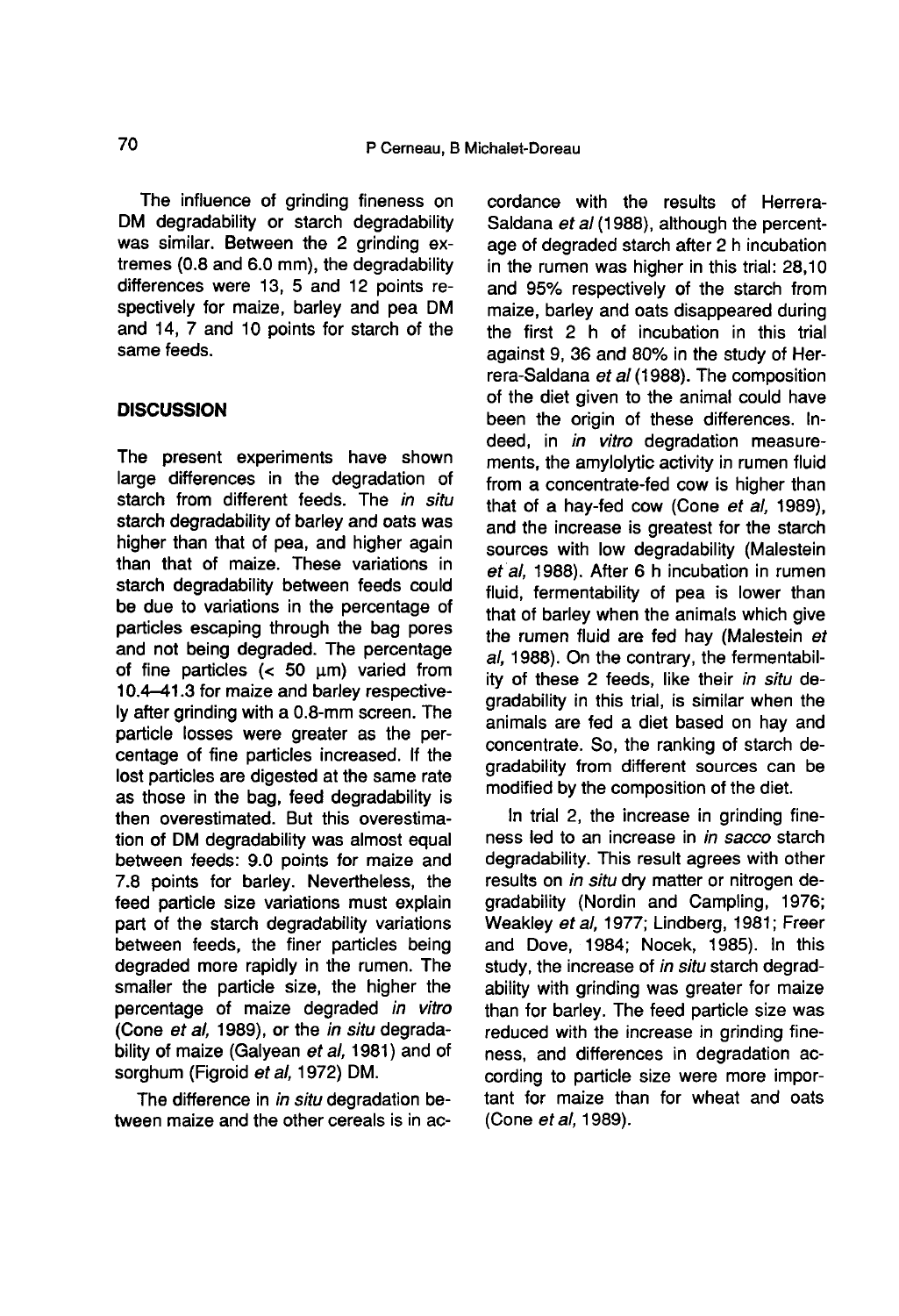The influence of grinding fineness on DM degradability or starch degradability was similar. Between the 2 grinding extremes (0.8 and 6.0 mm), the degradability differences were 13, 5 and 12 points respectively for maize, barley and pea DM and 14, 7 and 10 points for starch of the same feeds.

## DISCUSSION

The present experiments have shown large differences in the degradation of starch from different feeds. The *in situ* starch degradability of barley and oats was higher than that of pea, and higher again than that of maize. These variations in starch degradability between feeds could be due to variations in the percentage of particles escaping through the bag pores and not being degraded. The percentage of fine particles (< 50 μm) varied from 10.4–41.3 for maize and barley respectively after grinding with a 0.8-mm screen. The particle losses were greater as the percentage of fine particles increased. If the lost particles are digested at the same rate as those in the bag, feed degradability is then overestimated. But this overestimation of DM degradability was almost equal between feeds: 9.0 points for maize and 7.8 points for barley. Nevertheless, the feed particle size variations must explain part of the starch degradability variations between feeds, the finer particles being degraded more rapidly in the rumen. The smaller the particle size, the higher the percentage of maize degraded *in vitro* (Cone *et al*, 1989), or the *in situ* degradability of maize (Galyean *et al*, 1981) and of sorghum (Figroid *et al*, 1972) DM.

The difference in *in situ* degradation between maize and the other cereals is in accordance with the results of Herrera-Saldana *et al* (1988), although the percentage of degraded starch after 2 h incubation in the rumen was higher in this trial: 28,10 and 95% respectively of the starch from maize, barley and oats disappeared during the first 2 h of incubation in this trial against 9, 36 and 80% in the study of Herrera-Saldana *et al* (1988). The composition of the diet given to the animal could have been the origin of these differences. Indeed, in *in vitro* degradation measurements, the amylolytic activity in rumen fluid from a concentrate-fed cow is higher than that of a hay-fed cow (Cone *et al*, 1989), and the increase is greatest for the starch sources with low degradability (Malestein *et al*, 1988). After 6 h incubation in rumen fluid, fermentability of pea is lower than that of barley when the animals which give the rumen fluid are fed hay (Malestein *et al*, 1988). On the contrary, the fermentability of these 2 feeds, like their *in situ* degradability in this trial, is similar when the animals are fed a diet based on hay and concentrate. So, the ranking of starch degradability from different sources can be modified by the composition of the diet.

In trial 2, the increase in grinding fineness led to an increase in *in sacco* starch degradability. This result agrees with other results on *in situ* dry matter or nitrogen degradability (Nordin and Campling, 1976; Weakley *et al*, 1977; Lindberg, 1981; Freer and Dove, 1984; Nocek, 1985). In this study, the increase of *in situ* starch degradability with grinding was greater for maize than for barley. The feed particle size was reduced with the increase in grinding fineness, and differences in degradation according to particle size were more important for maize than for wheat and oats (Cone *et al*, 1989).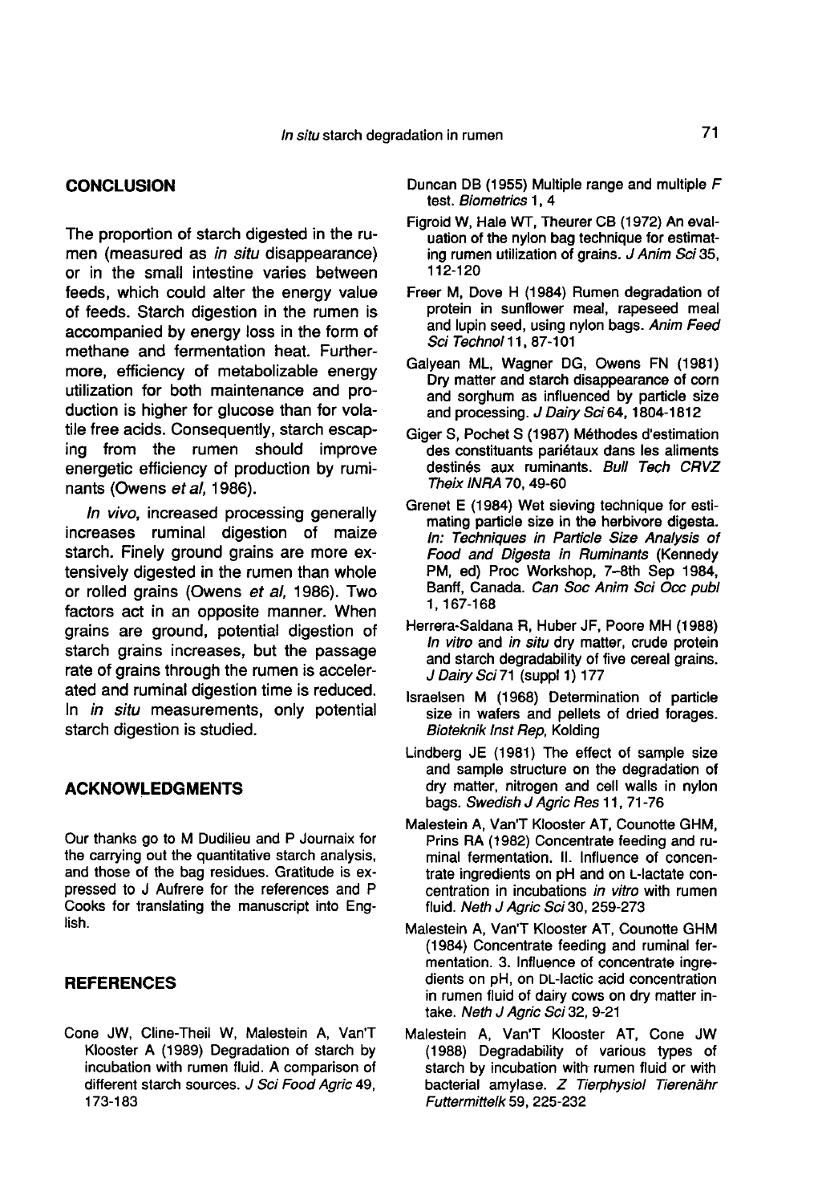## CONCLUSION

The proportion of starch digested in the rumen (measured as *in situ* disappearance) or in the small intestine varies between feeds, which could alter the energy value of feeds. Starch digestion in the rumen is accompanied by energy loss in the form of methane and fermentation heat. Furthermore, efficiency of metabolizable energy utilization for both maintenance and production is higher for glucose than for volatile free acids. Consequently, starch escaping from the rumen should improve energetic efficiency of production by ruminants (Owens *et al*, 1986).

*In vivo*, increased processing generally increases ruminal digestion of maize starch. Finely ground grains are more extensively digested in the rumen than whole or rolled grains (Owens *et al*, 1986). Two factors act in an opposite manner. When grains are ground, potential digestion of starch grains increases, but the passage rate of grains through the rumen is accelerated and ruminal digestion time is reduced. In *in situ* measurements, only potential starch digestion is studied.

## ACKNOWLEDGMENTS

Our thanks go to M Dudilieu and P Journaix for the carrying out the quantitative starch analysis, and those of the bag residues. Gratitude is expressed to J Aufrere for the references and P Cooks for translating the manuscript into English.

## REFERENCES

Cone JW, Cline-Theil W, Malestein A, Van'T Klooster A (1989) Degradation of starch by incubation with rumen fluid. A comparison of different starch sources. *J Sci Food Agric* 49, 173-183

Duncan DB (1955) Multiple range and multiple *F* test. *Biometrics* 1, 4

Figroid W, Hale WT, Theurer CB (1972) An evaluation of the nylon bag technique for estimating rumen utilization of grains. *J Anim Sci* 35, 112-120

Freer M, Dove H (1984) Rumen degradation of protein in sunflower meal, rapeseed meal and lupin seed, using nylon bags. *Anim Feed Sci Technol* 11, 87-101

Galyean ML, Wagner DG, Owens FN (1981) Dry matter and starch disappearance of corn and sorghum as influenced by particle size and processing. *J Dairy Sci* 64, 1804-1812

Giger S, Pochet S (1987) Méthodes d'estimation des constituants pariétaux dans les aliments destinés aux ruminants. *Bull Tech CRVZ Theix INRA* 70, 49-60

Grenet E (1984) Wet sieving technique for estimating particle size in the herbivore digesta. *In: Techniques in Particle Size Analysis of Food and Digesta in Ruminants* (Kennedy PM, ed) Proc Workshop, 7–8th Sep 1984, Banff, Canada. *Can Soc Anim Sci Occ publ* 1, 167-168

Herrera-Saldana R, Huber JF, Poore MH (1988) *In vitro* and *in situ* dry matter, crude protein and starch degradability of five cereal grains. *J Dairy Sci* 71 (suppl 1) 177

Israelsen M (1968) Determination of particle size in wafers and pellets of dried forages. *Bioteknik Inst Rep*, Kolding

Lindberg JE (1981) The effect of sample size and sample structure on the degradation of dry matter, nitrogen and cell walls in nylon bags. *Swedish J Agric Res* 11, 71-76

Malestein A, Van'T Klooster AT, Counotte GHM, Prins RA (1982) Concentrate feeding and ruminal fermentation. II. Influence of concentrate ingredients on pH and on L-lactate concentration in incubations *in vitro* with rumen fluid. *Neth J Agric Sci* 30, 259-273

Malestein A, Van'T Klooster AT, Counotte GHM (1984) Concentrate feeding and ruminal fermentation. 3. Influence of concentrate ingredients on pH, on DL-lactic acid concentration in rumen fluid of dairy cows on dry matter intake. *Neth J Agric Sci* 32, 9-21

Malestein A, Van'T Klooster AT, Cone JW (1988) Degradability of various types of starch by incubation with rumen fluid or with bacterial amylase. *Z Tierphysiol Tierenähr Futtermittelk* 59, 225-232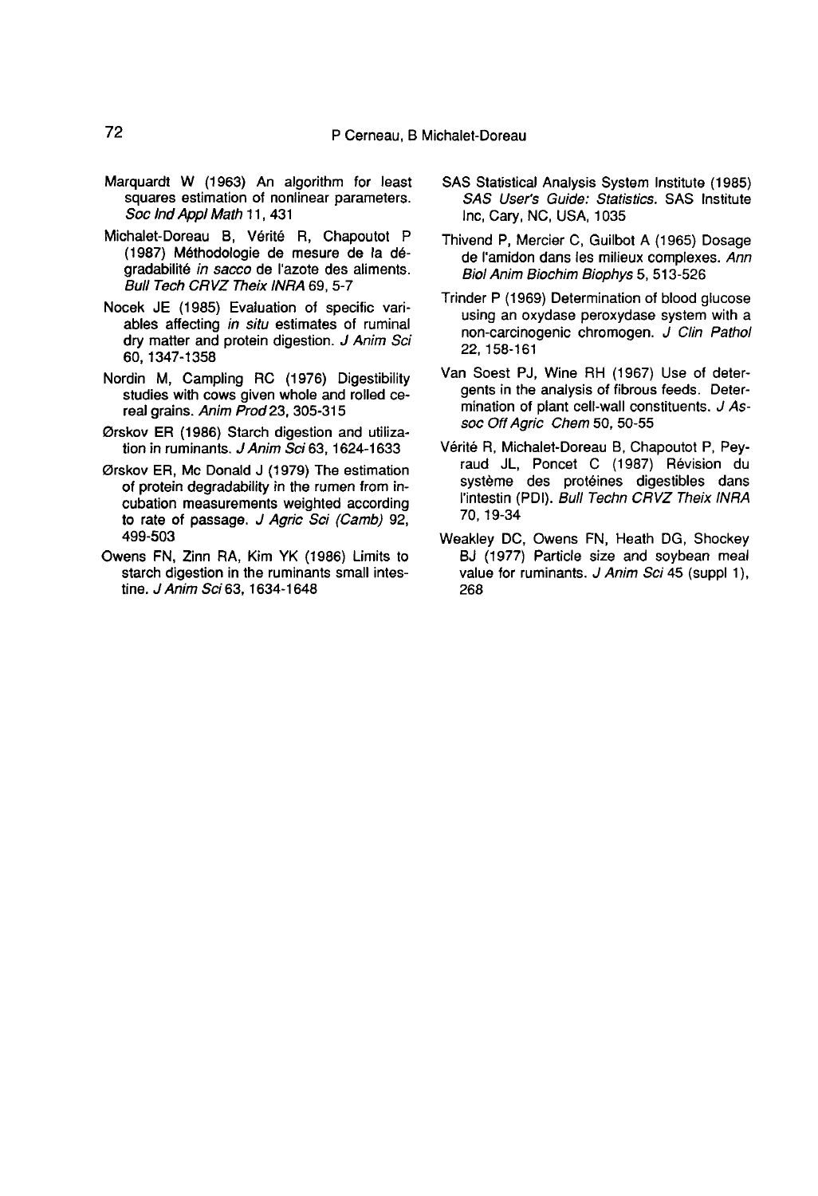Marquardt W (1963) An algorithm for least squares estimation of nonlinear parameters. *Soc Ind Appl Math* 11, 431

Michalet-Doreau B, Vérité R, Chapoutot P (1987) Méthodologie de mesure de la dégradabilité *in sacco* de l'azote des aliments. *Bull Tech CRVZ Theix INRA* 69, 5-7

Nocek JE (1985) Evaluation of specific variables affecting *in situ* estimates of ruminal dry matter and protein digestion. *J Anim Sci* 60, 1347-1358

Nordin M, Campling RC (1976) Digestibility studies with cows given whole and rolled cereal grains. *Anim Prod* 23, 305-315

Ørskov ER (1986) Starch digestion and utilization in ruminants. *J Anim Sci* 63, 1624-1633

Ørskov ER, Mc Donald J (1979) The estimation of protein degradability in the rumen from incubation measurements weighted according to rate of passage. *J Agric Sci (Camb)* 92, 499-503

Owens FN, Zinn RA, Kim YK (1986) Limits to starch digestion in the ruminants small intestine. *J Anim Sci* 63, 1634-1648

SAS Statistical Analysis System Institute (1985) *SAS User's Guide: Statistics.* SAS Institute Inc, Cary, NC, USA, 1035

Thivend P, Mercier C, Guilbot A (1965) Dosage de l'amidon dans les milieux complexes. *Ann Biol Anim Biochim Biophys* 5, 513-526

Trinder P (1969) Determination of blood glucose using an oxydase peroxydase system with a non-carcinogenic chromogen. *J Clin Pathol* 22, 158-161

Van Soest PJ, Wine RH (1967) Use of detergents in the analysis of fibrous feeds. Determination of plant cell-wall constituents. *J Assoc Off Agric Chem* 50, 50-55

Vérité R, Michalet-Doreau B, Chapoutot P, Peyraud JL, Poncet C (1987) Révision du système des protéines digestibles dans l'intestin (PDI). *Bull Techn CRVZ Theix INRA* 70, 19-34

Weakley DC, Owens FN, Heath DG, Shockey BJ (1977) Particle size and soybean meal value for ruminants. *J Anim Sci* 45 (suppl 1), 268